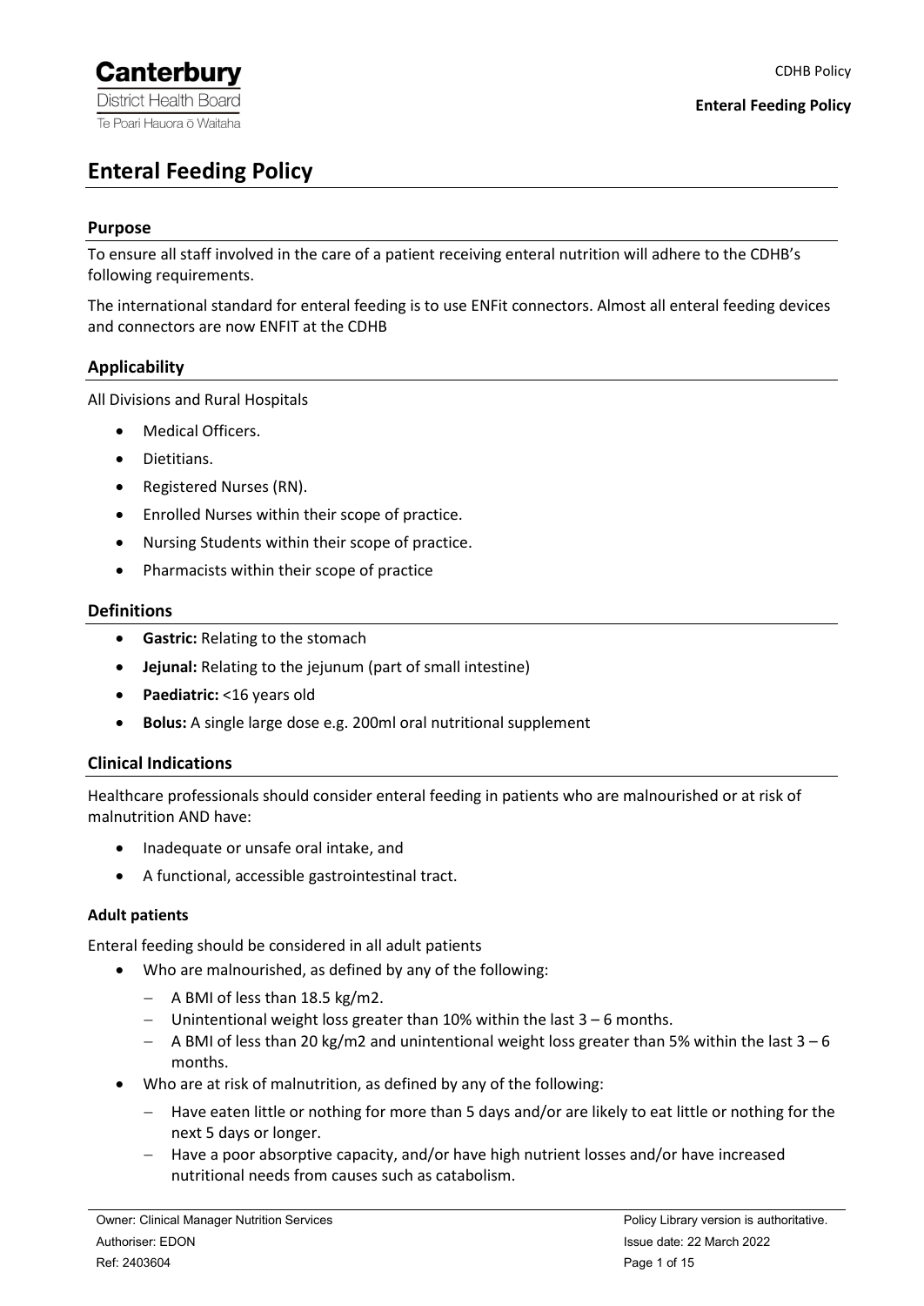# Enteral Feeding Policy

## Purpose

To ensure all staff involved in the care of a patient receiving enteral nutrition will adhere to the CDHB's following requirements.

The international standard for enteral feeding is to use ENFit connectors. Almost all enteral feeding devices and connectors are now ENFIT at the CDHB

## Applicability

All Divisions and Rural Hospitals

- Medical Officers.
- Dietitians.
- Registered Nurses (RN).
- Enrolled Nurses within their scope of practice.
- Nursing Students within their scope of practice.
- Pharmacists within their scope of practice

## Definitions

- **Gastric:** Relating to the stomach
- **Jejunal:** Relating to the jejunum (part of small intestine)
- **Paediatric:** <16 years old
- **Bolus:** A single large dose e.g. 200ml oral nutritional supplement

## Clinical Indications

Healthcare professionals should consider enteral feeding in patients who are malnourished or at risk of malnutrition AND have:

- Inadequate or unsafe oral intake, and
- A functional, accessible gastrointestinal tract.

### Adult patients

Enteral feeding should be considered in all adult patients

- Who are malnourished, as defined by any of the following:
  - A BMI of less than 18.5 kg/m2.
  - Unintentional weight loss greater than 10% within the last 3 – 6 months.
  - A BMI of less than 20 kg/m2 and unintentional weight loss greater than 5% within the last 3 – 6 months.
- Who are at risk of malnutrition, as defined by any of the following:
  - Have eaten little or nothing for more than 5 days and/or are likely to eat little or nothing for the next 5 days or longer.
  - Have a poor absorptive capacity, and/or have high nutrient losses and/or have increased nutritional needs from causes such as catabolism.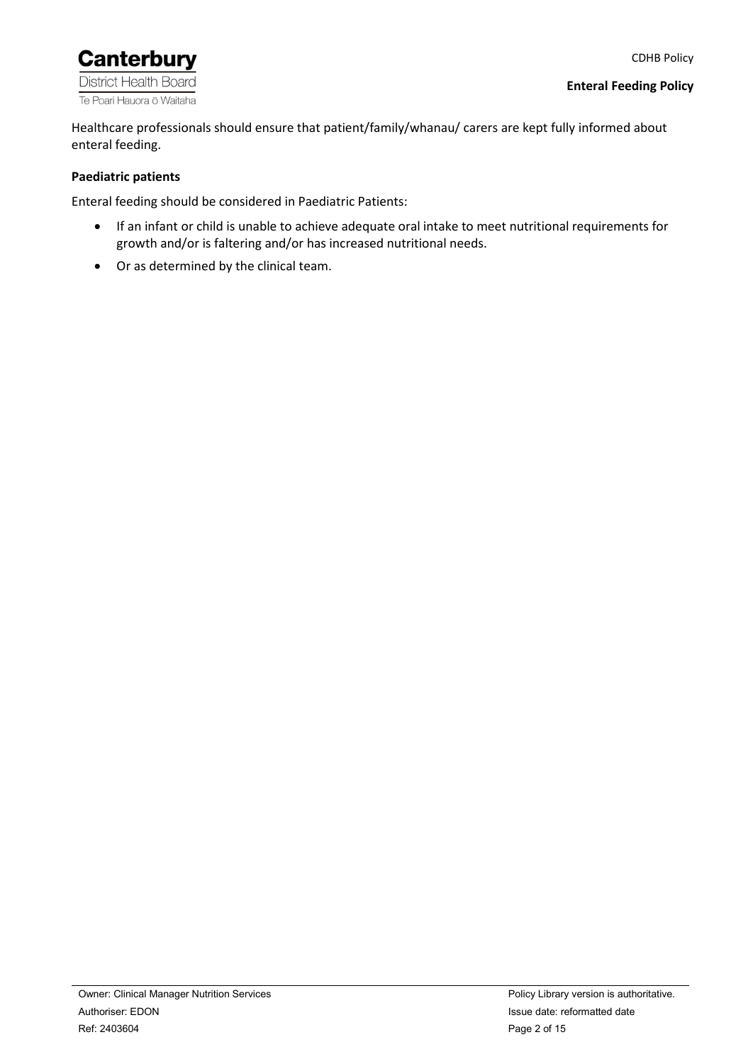Healthcare professionals should ensure that patient/family/whanau/ carers are kept fully informed about enteral feeding.

**Paediatric patients**

Enteral feeding should be considered in Paediatric Patients:

- If an infant or child is unable to achieve adequate oral intake to meet nutritional requirements for growth and/or is faltering and/or has increased nutritional needs.
- Or as determined by the clinical team.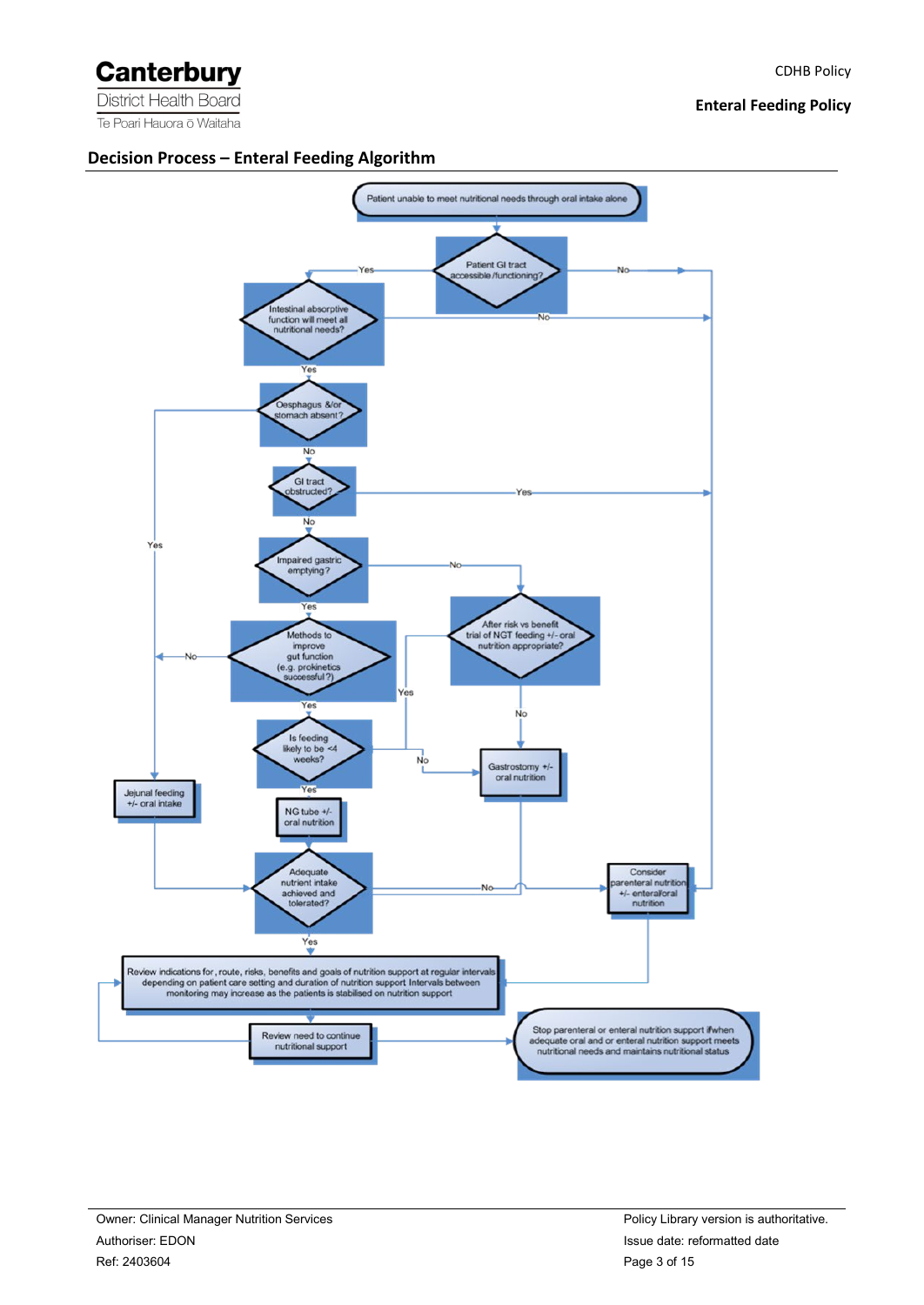## Decision Process – Enteral Feeding Algorithm

Patient unable to meet nutritional needs through oral intake alone

Patient GI tract accessible /functioning?

- Yes → Intestinal absorptive function will meet all nutritional needs?
- No → Consider parenteral nutrition +/- enteral/oral nutrition

Intestinal absorptive function will meet all nutritional needs?

- No → Consider parenteral nutrition +/- enteral/oral nutrition
- Yes → Oesphagus &/or stomach absent?

Oesphagus &/or stomach absent?

- Yes → Jejunal feeding +/- oral intake
- No → GI tract obstructed?

GI tract obstructed?

- Yes → Consider parenteral nutrition +/- enteral/oral nutrition
- No → Impaired gastric emptying?

Impaired gastric emptying?

- No → After risk vs benefit trial of NGT feeding +/- oral nutrition appropriate?
- Yes → Methods to improve gut function (e.g. prokinetics successful?)

Methods to improve gut function (e.g. prokinetics successful?)

- No → Jejunal feeding +/- oral intake
- Yes → Is feeding likely to be <4 weeks?

After risk vs benefit trial of NGT feeding +/- oral nutrition appropriate?

- Yes → NG tube +/- oral nutrition
- No → Gastrostomy +/- oral nutrition

Is feeding likely to be <4 weeks?

- Yes → NG tube +/- oral nutrition
- No → Gastrostomy +/- oral nutrition

Jejunal feeding +/- oral intake / NG tube +/- oral nutrition / Gastrostomy +/- oral nutrition → Adequate nutrient intake achieved and tolerated?

Adequate nutrient intake achieved and tolerated?

- No → Consider parenteral nutrition +/- enteral/oral nutrition
- Yes → Review indications for, route, risks, benefits and goals of nutrition support at regular intervals depending on patient care setting and duration of nutrition support Intervals between monitoring may increase as the patients is stabilised on nutrition support

Consider parenteral nutrition +/- enteral/oral nutrition → Review indications for, route, risks, benefits and goals of nutrition support at regular intervals depending on patient care setting and duration of nutrition support Intervals between monitoring may increase as the patients is stabilised on nutrition support

Review indications for, route, risks, benefits and goals of nutrition support at regular intervals depending on patient care setting and duration of nutrition support Intervals between monitoring may increase as the patients is stabilised on nutrition support → Review need to continue nutritional support

Review need to continue nutritional support

- → Review indications for, route, risks, benefits and goals of nutrition support at regular intervals depending on patient care setting and duration of nutrition support Intervals between monitoring may increase as the patients is stabilised on nutrition support
- → Stop parenteral or enteral nutrition support if when adequate oral and or enteral nutrition support meets nutritional needs and maintains nutritional status

Owner: Clinical Manager Nutrition Services
Authoriser: EDON
Ref: 2403604

Policy Library version is authoritative.
Issue date: reformatted date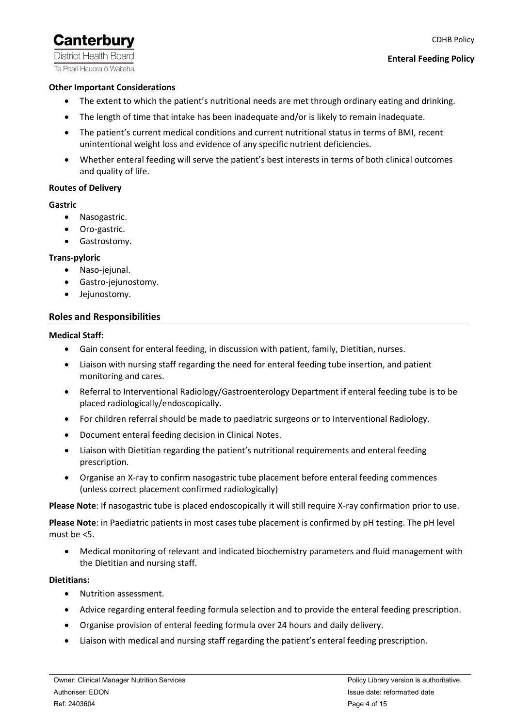**Other Important Considerations**

- The extent to which the patient's nutritional needs are met through ordinary eating and drinking.
- The length of time that intake has been inadequate and/or is likely to remain inadequate.
- The patient's current medical conditions and current nutritional status in terms of BMI, recent unintentional weight loss and evidence of any specific nutrient deficiencies.
- Whether enteral feeding will serve the patient's best interests in terms of both clinical outcomes and quality of life.

**Routes of Delivery**

**Gastric**

- Nasogastric.
- Oro-gastric.
- Gastrostomy.

**Trans-pyloric**

- Naso-jejunal.
- Gastro-jejunostomy.
- Jejunostomy.

## Roles and Responsibilities

**Medical Staff:**

- Gain consent for enteral feeding, in discussion with patient, family, Dietitian, nurses.
- Liaison with nursing staff regarding the need for enteral feeding tube insertion, and patient monitoring and cares.
- Referral to Interventional Radiology/Gastroenterology Department if enteral feeding tube is to be placed radiologically/endoscopically.
- For children referral should be made to paediatric surgeons or to Interventional Radiology.
- Document enteral feeding decision in Clinical Notes.
- Liaison with Dietitian regarding the patient's nutritional requirements and enteral feeding prescription.
- Organise an X-ray to confirm nasogastric tube placement before enteral feeding commences (unless correct placement confirmed radiologically)

**Please Note**: If nasogastric tube is placed endoscopically it will still require X-ray confirmation prior to use.

**Please Note**: in Paediatric patients in most cases tube placement is confirmed by pH testing. The pH level must be <5.

- Medical monitoring of relevant and indicated biochemistry parameters and fluid management with the Dietitian and nursing staff.

**Dietitians:**

- Nutrition assessment.
- Advice regarding enteral feeding formula selection and to provide the enteral feeding prescription.
- Organise provision of enteral feeding formula over 24 hours and daily delivery.
- Liaison with medical and nursing staff regarding the patient's enteral feeding prescription.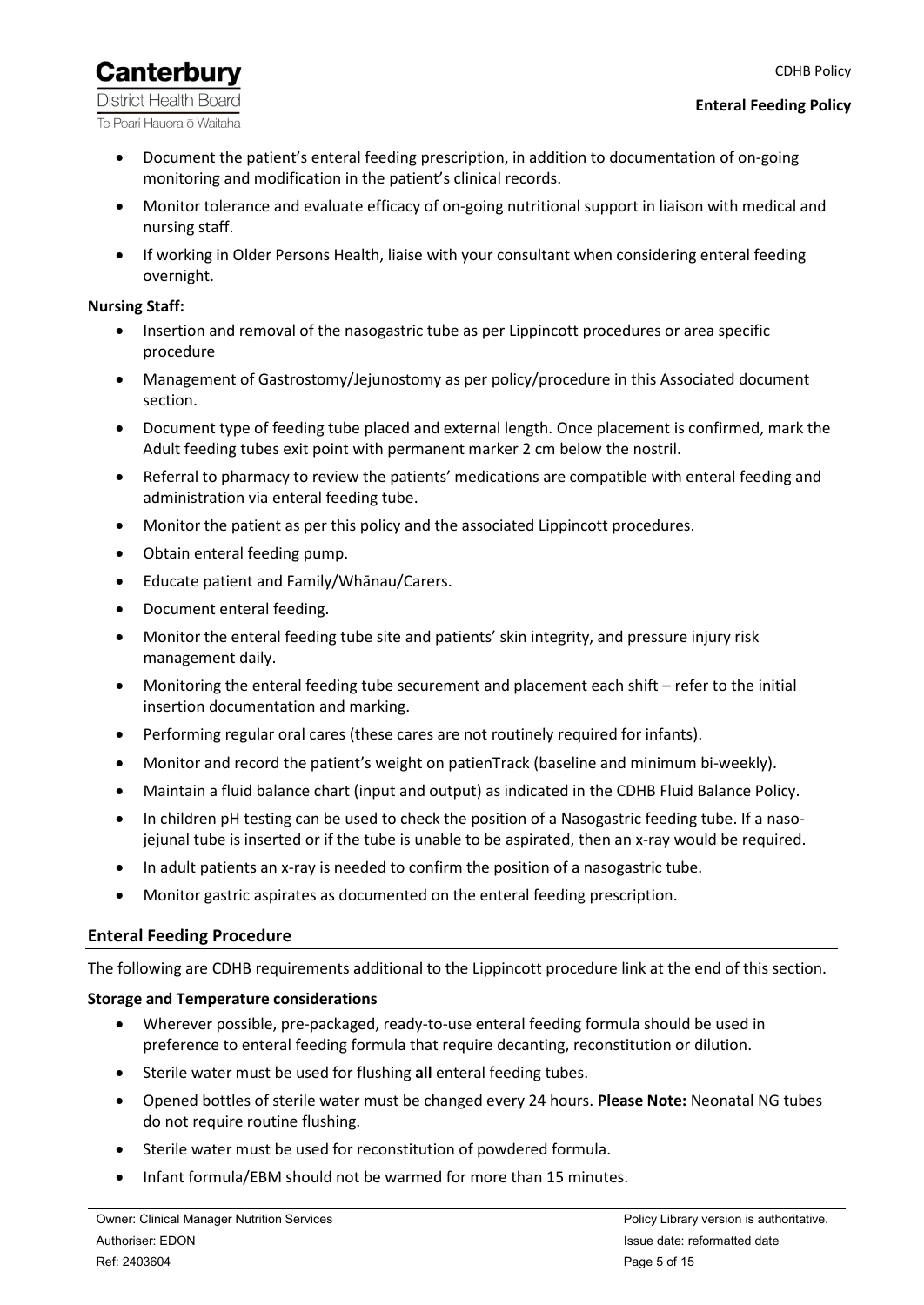- Document the patient's enteral feeding prescription, in addition to documentation of on-going monitoring and modification in the patient's clinical records.
- Monitor tolerance and evaluate efficacy of on-going nutritional support in liaison with medical and nursing staff.
- If working in Older Persons Health, liaise with your consultant when considering enteral feeding overnight.

**Nursing Staff:**

- Insertion and removal of the nasogastric tube as per Lippincott procedures or area specific procedure
- Management of Gastrostomy/Jejunostomy as per policy/procedure in this Associated document section.
- Document type of feeding tube placed and external length. Once placement is confirmed, mark the Adult feeding tubes exit point with permanent marker 2 cm below the nostril.
- Referral to pharmacy to review the patients' medications are compatible with enteral feeding and administration via enteral feeding tube.
- Monitor the patient as per this policy and the associated Lippincott procedures.
- Obtain enteral feeding pump.
- Educate patient and Family/Whānau/Carers.
- Document enteral feeding.
- Monitor the enteral feeding tube site and patients' skin integrity, and pressure injury risk management daily.
- Monitoring the enteral feeding tube securement and placement each shift – refer to the initial insertion documentation and marking.
- Performing regular oral cares (these cares are not routinely required for infants).
- Monitor and record the patient's weight on patienTrack (baseline and minimum bi-weekly).
- Maintain a fluid balance chart (input and output) as indicated in the CDHB Fluid Balance Policy.
- In children pH testing can be used to check the position of a Nasogastric feeding tube. If a naso-jejunal tube is inserted or if the tube is unable to be aspirated, then an x-ray would be required.
- In adult patients an x-ray is needed to confirm the position of a nasogastric tube.
- Monitor gastric aspirates as documented on the enteral feeding prescription.

## Enteral Feeding Procedure

The following are CDHB requirements additional to the Lippincott procedure link at the end of this section.

**Storage and Temperature considerations**

- Wherever possible, pre-packaged, ready-to-use enteral feeding formula should be used in preference to enteral feeding formula that require decanting, reconstitution or dilution.
- Sterile water must be used for flushing **all** enteral feeding tubes.
- Opened bottles of sterile water must be changed every 24 hours. **Please Note:** Neonatal NG tubes do not require routine flushing.
- Sterile water must be used for reconstitution of powdered formula.
- Infant formula/EBM should not be warmed for more than 15 minutes.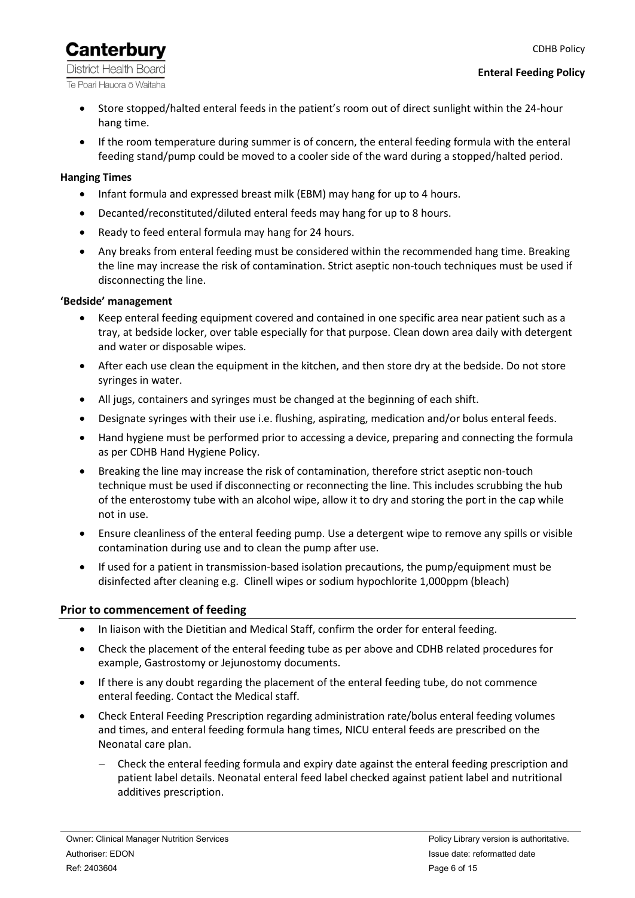- Store stopped/halted enteral feeds in the patient's room out of direct sunlight within the 24-hour hang time.
- If the room temperature during summer is of concern, the enteral feeding formula with the enteral feeding stand/pump could be moved to a cooler side of the ward during a stopped/halted period.

**Hanging Times**

- Infant formula and expressed breast milk (EBM) may hang for up to 4 hours.
- Decanted/reconstituted/diluted enteral feeds may hang for up to 8 hours.
- Ready to feed enteral formula may hang for 24 hours.
- Any breaks from enteral feeding must be considered within the recommended hang time. Breaking the line may increase the risk of contamination. Strict aseptic non-touch techniques must be used if disconnecting the line.

**'Bedside' management**

- Keep enteral feeding equipment covered and contained in one specific area near patient such as a tray, at bedside locker, over table especially for that purpose. Clean down area daily with detergent and water or disposable wipes.
- After each use clean the equipment in the kitchen, and then store dry at the bedside. Do not store syringes in water.
- All jugs, containers and syringes must be changed at the beginning of each shift.
- Designate syringes with their use i.e. flushing, aspirating, medication and/or bolus enteral feeds.
- Hand hygiene must be performed prior to accessing a device, preparing and connecting the formula as per CDHB Hand Hygiene Policy.
- Breaking the line may increase the risk of contamination, therefore strict aseptic non-touch technique must be used if disconnecting or reconnecting the line. This includes scrubbing the hub of the enterostomy tube with an alcohol wipe, allow it to dry and storing the port in the cap while not in use.
- Ensure cleanliness of the enteral feeding pump. Use a detergent wipe to remove any spills or visible contamination during use and to clean the pump after use.
- If used for a patient in transmission-based isolation precautions, the pump/equipment must be disinfected after cleaning e.g. Clinell wipes or sodium hypochlorite 1,000ppm (bleach)

## Prior to commencement of feeding

- In liaison with the Dietitian and Medical Staff, confirm the order for enteral feeding.
- Check the placement of the enteral feeding tube as per above and CDHB related procedures for example, Gastrostomy or Jejunostomy documents.
- If there is any doubt regarding the placement of the enteral feeding tube, do not commence enteral feeding. Contact the Medical staff.
- Check Enteral Feeding Prescription regarding administration rate/bolus enteral feeding volumes and times, and enteral feeding formula hang times, NICU enteral feeds are prescribed on the Neonatal care plan.
  - Check the enteral feeding formula and expiry date against the enteral feeding prescription and patient label details. Neonatal enteral feed label checked against patient label and nutritional additives prescription.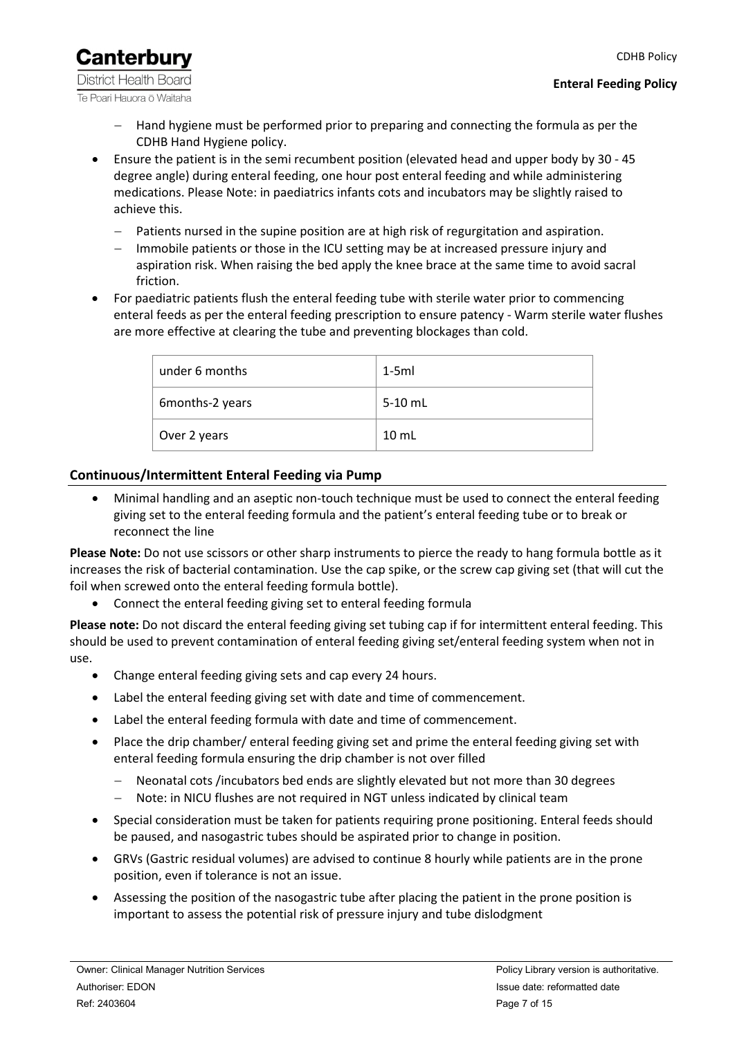- Hand hygiene must be performed prior to preparing and connecting the formula as per the CDHB Hand Hygiene policy.
- Ensure the patient is in the semi recumbent position (elevated head and upper body by 30 - 45 degree angle) during enteral feeding, one hour post enteral feeding and while administering medications. Please Note: in paediatrics infants cots and incubators may be slightly raised to achieve this.
  - Patients nursed in the supine position are at high risk of regurgitation and aspiration.
  - Immobile patients or those in the ICU setting may be at increased pressure injury and aspiration risk. When raising the bed apply the knee brace at the same time to avoid sacral friction.
- For paediatric patients flush the enteral feeding tube with sterile water prior to commencing enteral feeds as per the enteral feeding prescription to ensure patency - Warm sterile water flushes are more effective at clearing the tube and preventing blockages than cold.

| | |
|---|---|
| under 6 months | 1-5ml |
| 6months-2 years | 5-10 mL |
| Over 2 years | 10 mL |

## Continuous/Intermittent Enteral Feeding via Pump

- Minimal handling and an aseptic non-touch technique must be used to connect the enteral feeding giving set to the enteral feeding formula and the patient's enteral feeding tube or to break or reconnect the line

**Please Note:** Do not use scissors or other sharp instruments to pierce the ready to hang formula bottle as it increases the risk of bacterial contamination. Use the cap spike, or the screw cap giving set (that will cut the foil when screwed onto the enteral feeding formula bottle).

- Connect the enteral feeding giving set to enteral feeding formula

**Please note:** Do not discard the enteral feeding giving set tubing cap if for intermittent enteral feeding. This should be used to prevent contamination of enteral feeding giving set/enteral feeding system when not in use.

- Change enteral feeding giving sets and cap every 24 hours.
- Label the enteral feeding giving set with date and time of commencement.
- Label the enteral feeding formula with date and time of commencement.
- Place the drip chamber/ enteral feeding giving set and prime the enteral feeding giving set with enteral feeding formula ensuring the drip chamber is not over filled
  - Neonatal cots /incubators bed ends are slightly elevated but not more than 30 degrees
  - Note: in NICU flushes are not required in NGT unless indicated by clinical team
- Special consideration must be taken for patients requiring prone positioning. Enteral feeds should be paused, and nasogastric tubes should be aspirated prior to change in position.
- GRVs (Gastric residual volumes) are advised to continue 8 hourly while patients are in the prone position, even if tolerance is not an issue.
- Assessing the position of the nasogastric tube after placing the patient in the prone position is important to assess the potential risk of pressure injury and tube dislodgment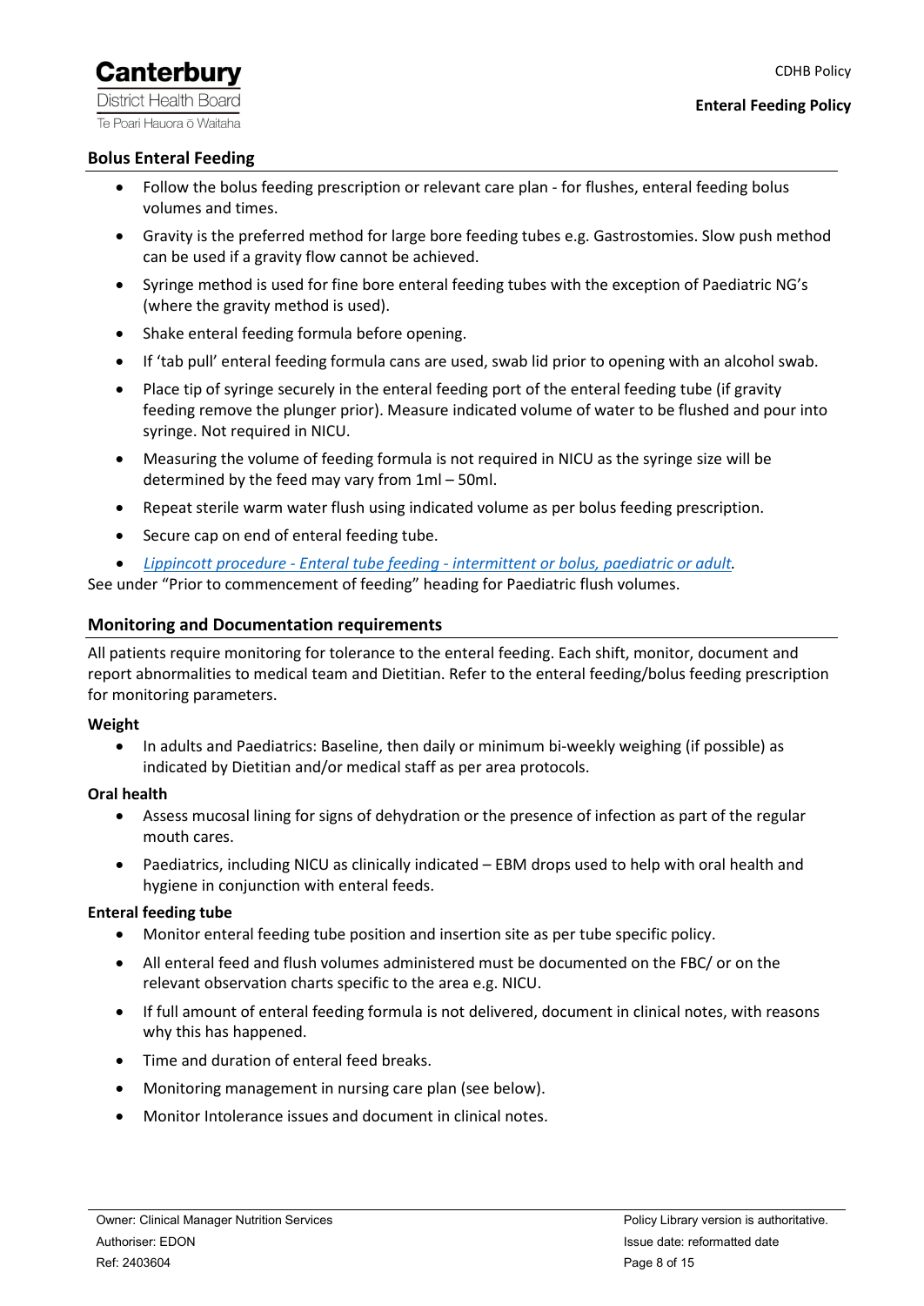## Bolus Enteral Feeding

- Follow the bolus feeding prescription or relevant care plan - for flushes, enteral feeding bolus volumes and times.
- Gravity is the preferred method for large bore feeding tubes e.g. Gastrostomies. Slow push method can be used if a gravity flow cannot be achieved.
- Syringe method is used for fine bore enteral feeding tubes with the exception of Paediatric NG's (where the gravity method is used).
- Shake enteral feeding formula before opening.
- If 'tab pull' enteral feeding formula cans are used, swab lid prior to opening with an alcohol swab.
- Place tip of syringe securely in the enteral feeding port of the enteral feeding tube (if gravity feeding remove the plunger prior). Measure indicated volume of water to be flushed and pour into syringe. Not required in NICU.
- Measuring the volume of feeding formula is not required in NICU as the syringe size will be determined by the feed may vary from 1ml – 50ml.
- Repeat sterile warm water flush using indicated volume as per bolus feeding prescription.
- Secure cap on end of enteral feeding tube.
- *Lippincott procedure - Enteral tube feeding - intermittent or bolus, paediatric or adult.*

See under "Prior to commencement of feeding" heading for Paediatric flush volumes.

## Monitoring and Documentation requirements

All patients require monitoring for tolerance to the enteral feeding. Each shift, monitor, document and report abnormalities to medical team and Dietitian. Refer to the enteral feeding/bolus feeding prescription for monitoring parameters.

**Weight**

- In adults and Paediatrics: Baseline, then daily or minimum bi-weekly weighing (if possible) as indicated by Dietitian and/or medical staff as per area protocols.

**Oral health**

- Assess mucosal lining for signs of dehydration or the presence of infection as part of the regular mouth cares.
- Paediatrics, including NICU as clinically indicated – EBM drops used to help with oral health and hygiene in conjunction with enteral feeds.

**Enteral feeding tube**

- Monitor enteral feeding tube position and insertion site as per tube specific policy.
- All enteral feed and flush volumes administered must be documented on the FBC/ or on the relevant observation charts specific to the area e.g. NICU.
- If full amount of enteral feeding formula is not delivered, document in clinical notes, with reasons why this has happened.
- Time and duration of enteral feed breaks.
- Monitoring management in nursing care plan (see below).
- Monitor Intolerance issues and document in clinical notes.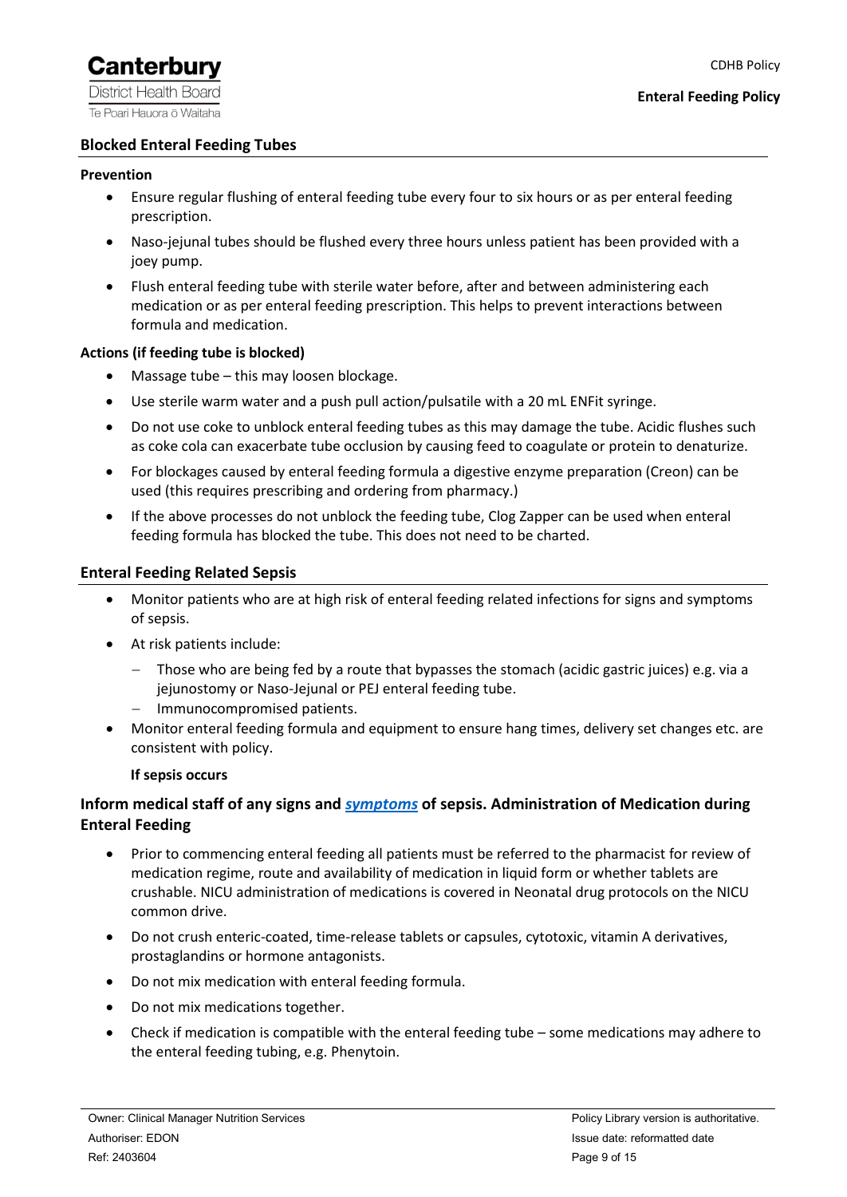## Blocked Enteral Feeding Tubes

### Prevention

- Ensure regular flushing of enteral feeding tube every four to six hours or as per enteral feeding prescription.
- Naso-jejunal tubes should be flushed every three hours unless patient has been provided with a joey pump.
- Flush enteral feeding tube with sterile water before, after and between administering each medication or as per enteral feeding prescription. This helps to prevent interactions between formula and medication.

### Actions (if feeding tube is blocked)

- Massage tube – this may loosen blockage.
- Use sterile warm water and a push pull action/pulsatile with a 20 mL ENFit syringe.
- Do not use coke to unblock enteral feeding tubes as this may damage the tube. Acidic flushes such as coke cola can exacerbate tube occlusion by causing feed to coagulate or protein to denaturize.
- For blockages caused by enteral feeding formula a digestive enzyme preparation (Creon) can be used (this requires prescribing and ordering from pharmacy.)
- If the above processes do not unblock the feeding tube, Clog Zapper can be used when enteral feeding formula has blocked the tube. This does not need to be charted.

## Enteral Feeding Related Sepsis

- Monitor patients who are at high risk of enteral feeding related infections for signs and symptoms of sepsis.
- At risk patients include:
  - Those who are being fed by a route that bypasses the stomach (acidic gastric juices) e.g. via a jejunostomy or Naso-Jejunal or PEJ enteral feeding tube.
  - Immunocompromised patients.
- Monitor enteral feeding formula and equipment to ensure hang times, delivery set changes etc. are consistent with policy.

**If sepsis occurs**

## Inform medical staff of any signs and *symptoms* of sepsis. Administration of Medication during Enteral Feeding

- Prior to commencing enteral feeding all patients must be referred to the pharmacist for review of medication regime, route and availability of medication in liquid form or whether tablets are crushable. NICU administration of medications is covered in Neonatal drug protocols on the NICU common drive.
- Do not crush enteric-coated, time-release tablets or capsules, cytotoxic, vitamin A derivatives, prostaglandins or hormone antagonists.
- Do not mix medication with enteral feeding formula.
- Do not mix medications together.
- Check if medication is compatible with the enteral feeding tube – some medications may adhere to the enteral feeding tubing, e.g. Phenytoin.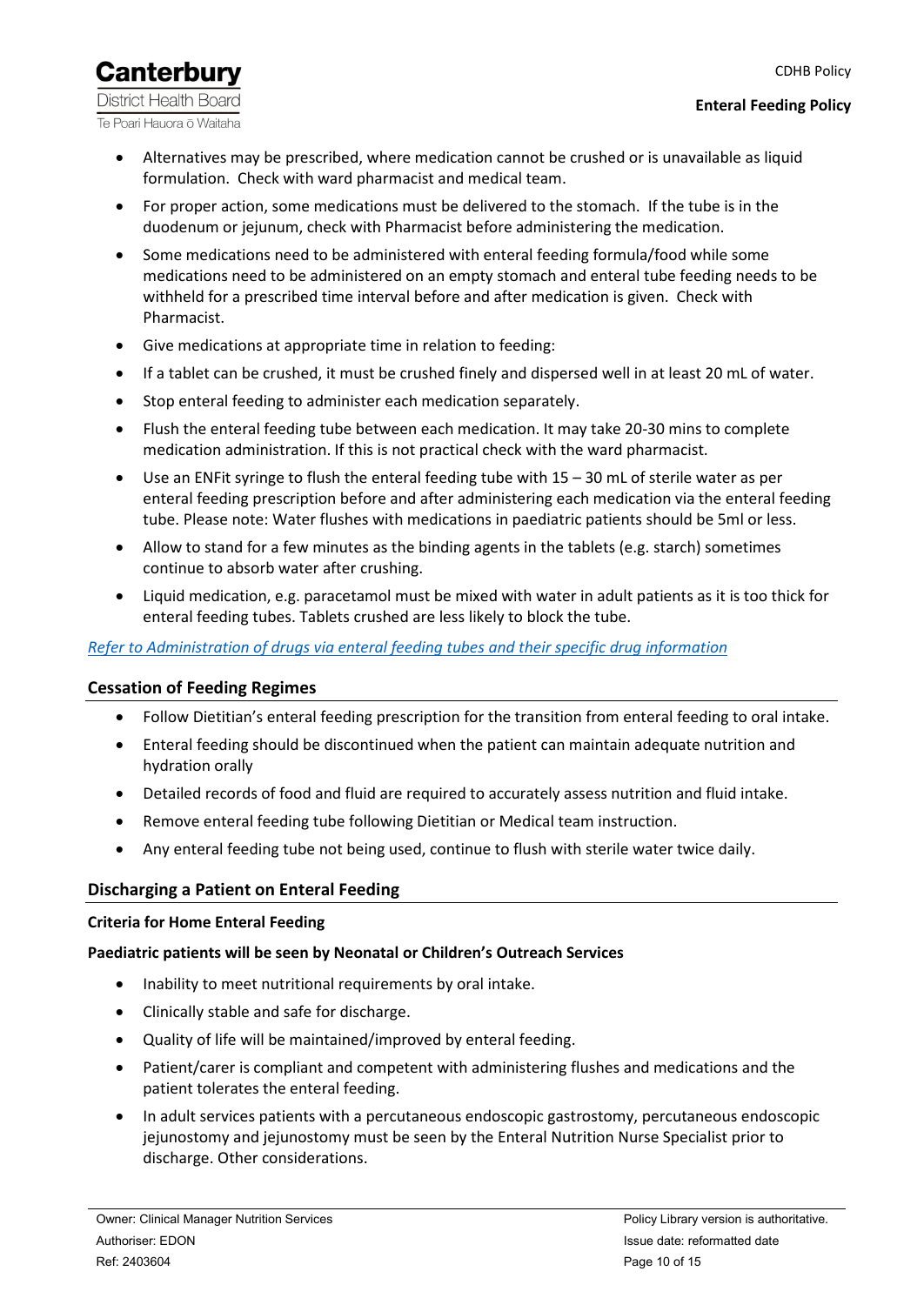- Alternatives may be prescribed, where medication cannot be crushed or is unavailable as liquid formulation. Check with ward pharmacist and medical team.
- For proper action, some medications must be delivered to the stomach. If the tube is in the duodenum or jejunum, check with Pharmacist before administering the medication.
- Some medications need to be administered with enteral feeding formula/food while some medications need to be administered on an empty stomach and enteral tube feeding needs to be withheld for a prescribed time interval before and after medication is given. Check with Pharmacist.
- Give medications at appropriate time in relation to feeding:
- If a tablet can be crushed, it must be crushed finely and dispersed well in at least 20 mL of water.
- Stop enteral feeding to administer each medication separately.
- Flush the enteral feeding tube between each medication. It may take 20-30 mins to complete medication administration. If this is not practical check with the ward pharmacist.
- Use an ENFit syringe to flush the enteral feeding tube with 15 – 30 mL of sterile water as per enteral feeding prescription before and after administering each medication via the enteral feeding tube. Please note: Water flushes with medications in paediatric patients should be 5ml or less.
- Allow to stand for a few minutes as the binding agents in the tablets (e.g. starch) sometimes continue to absorb water after crushing.
- Liquid medication, e.g. paracetamol must be mixed with water in adult patients as it is too thick for enteral feeding tubes. Tablets crushed are less likely to block the tube.

*Refer to Administration of drugs via enteral feeding tubes and their specific drug information*

## Cessation of Feeding Regimes

- Follow Dietitian's enteral feeding prescription for the transition from enteral feeding to oral intake.
- Enteral feeding should be discontinued when the patient can maintain adequate nutrition and hydration orally
- Detailed records of food and fluid are required to accurately assess nutrition and fluid intake.
- Remove enteral feeding tube following Dietitian or Medical team instruction.
- Any enteral feeding tube not being used, continue to flush with sterile water twice daily.

## Discharging a Patient on Enteral Feeding

**Criteria for Home Enteral Feeding**

**Paediatric patients will be seen by Neonatal or Children's Outreach Services**

- Inability to meet nutritional requirements by oral intake.
- Clinically stable and safe for discharge.
- Quality of life will be maintained/improved by enteral feeding.
- Patient/carer is compliant and competent with administering flushes and medications and the patient tolerates the enteral feeding.
- In adult services patients with a percutaneous endoscopic gastrostomy, percutaneous endoscopic jejunostomy and jejunostomy must be seen by the Enteral Nutrition Nurse Specialist prior to discharge. Other considerations.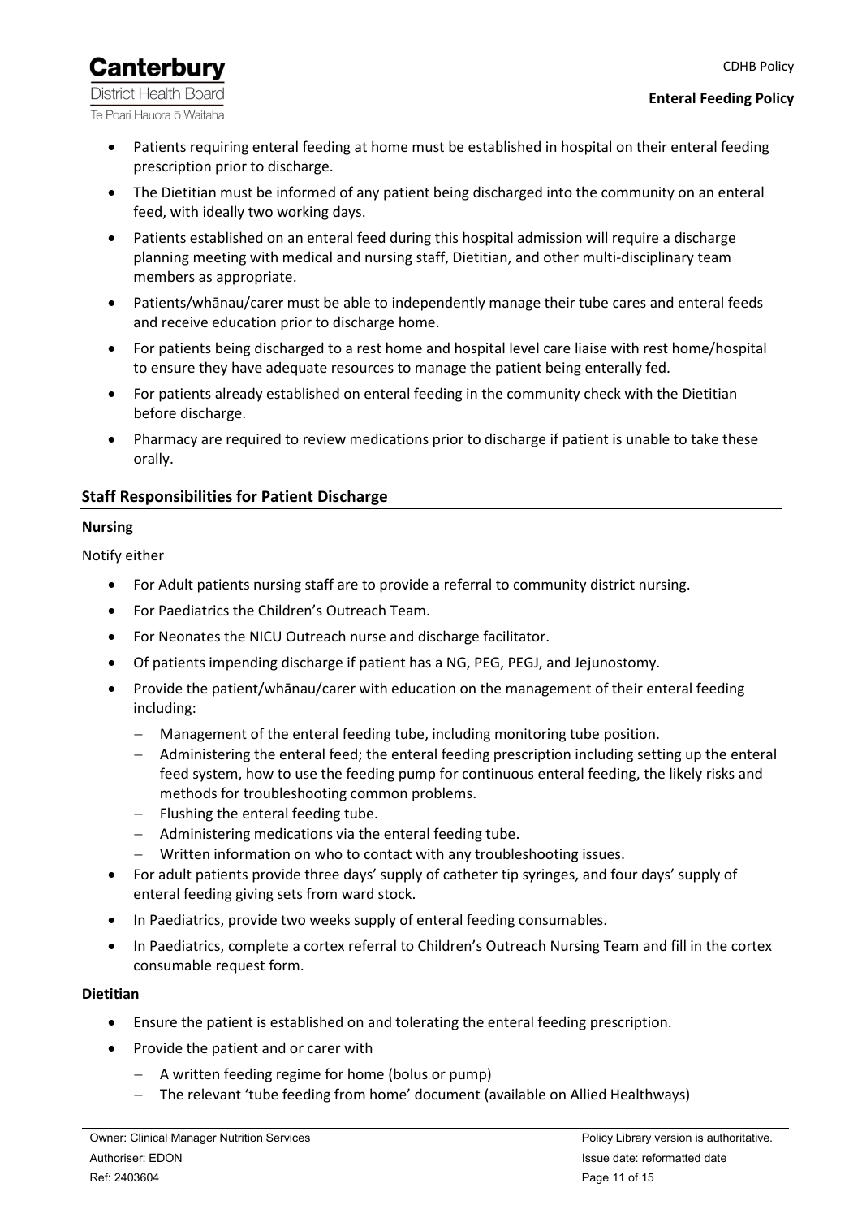- Patients requiring enteral feeding at home must be established in hospital on their enteral feeding prescription prior to discharge.
- The Dietitian must be informed of any patient being discharged into the community on an enteral feed, with ideally two working days.
- Patients established on an enteral feed during this hospital admission will require a discharge planning meeting with medical and nursing staff, Dietitian, and other multi-disciplinary team members as appropriate.
- Patients/whānau/carer must be able to independently manage their tube cares and enteral feeds and receive education prior to discharge home.
- For patients being discharged to a rest home and hospital level care liaise with rest home/hospital to ensure they have adequate resources to manage the patient being enterally fed.
- For patients already established on enteral feeding in the community check with the Dietitian before discharge.
- Pharmacy are required to review medications prior to discharge if patient is unable to take these orally.

## Staff Responsibilities for Patient Discharge

### Nursing

Notify either

- For Adult patients nursing staff are to provide a referral to community district nursing.
- For Paediatrics the Children's Outreach Team.
- For Neonates the NICU Outreach nurse and discharge facilitator.
- Of patients impending discharge if patient has a NG, PEG, PEGJ, and Jejunostomy.
- Provide the patient/whānau/carer with education on the management of their enteral feeding including:
  - Management of the enteral feeding tube, including monitoring tube position.
  - Administering the enteral feed; the enteral feeding prescription including setting up the enteral feed system, how to use the feeding pump for continuous enteral feeding, the likely risks and methods for troubleshooting common problems.
  - Flushing the enteral feeding tube.
  - Administering medications via the enteral feeding tube.
  - Written information on who to contact with any troubleshooting issues.
- For adult patients provide three days' supply of catheter tip syringes, and four days' supply of enteral feeding giving sets from ward stock.
- In Paediatrics, provide two weeks supply of enteral feeding consumables.
- In Paediatrics, complete a cortex referral to Children's Outreach Nursing Team and fill in the cortex consumable request form.

### Dietitian

- Ensure the patient is established on and tolerating the enteral feeding prescription.
- Provide the patient and or carer with
  - A written feeding regime for home (bolus or pump)
  - The relevant 'tube feeding from home' document (available on Allied Healthways)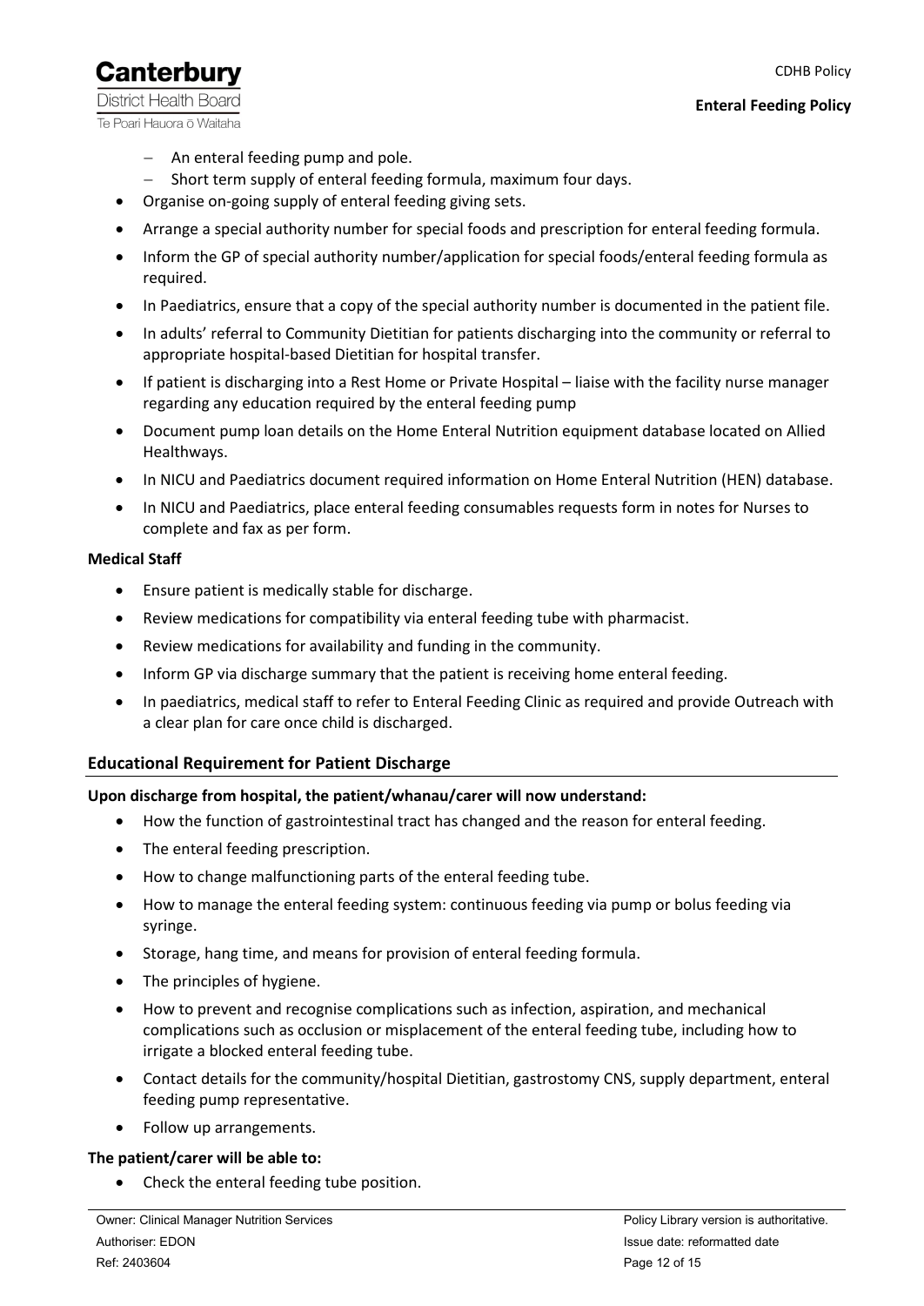- An enteral feeding pump and pole.
  - Short term supply of enteral feeding formula, maximum four days.
- Organise on-going supply of enteral feeding giving sets.
- Arrange a special authority number for special foods and prescription for enteral feeding formula.
- Inform the GP of special authority number/application for special foods/enteral feeding formula as required.
- In Paediatrics, ensure that a copy of the special authority number is documented in the patient file.
- In adults' referral to Community Dietitian for patients discharging into the community or referral to appropriate hospital-based Dietitian for hospital transfer.
- If patient is discharging into a Rest Home or Private Hospital – liaise with the facility nurse manager regarding any education required by the enteral feeding pump
- Document pump loan details on the Home Enteral Nutrition equipment database located on Allied Healthways.
- In NICU and Paediatrics document required information on Home Enteral Nutrition (HEN) database.
- In NICU and Paediatrics, place enteral feeding consumables requests form in notes for Nurses to complete and fax as per form.

**Medical Staff**

- Ensure patient is medically stable for discharge.
- Review medications for compatibility via enteral feeding tube with pharmacist.
- Review medications for availability and funding in the community.
- Inform GP via discharge summary that the patient is receiving home enteral feeding.
- In paediatrics, medical staff to refer to Enteral Feeding Clinic as required and provide Outreach with a clear plan for care once child is discharged.

## Educational Requirement for Patient Discharge

**Upon discharge from hospital, the patient/whanau/carer will now understand:**

- How the function of gastrointestinal tract has changed and the reason for enteral feeding.
- The enteral feeding prescription.
- How to change malfunctioning parts of the enteral feeding tube.
- How to manage the enteral feeding system: continuous feeding via pump or bolus feeding via syringe.
- Storage, hang time, and means for provision of enteral feeding formula.
- The principles of hygiene.
- How to prevent and recognise complications such as infection, aspiration, and mechanical complications such as occlusion or misplacement of the enteral feeding tube, including how to irrigate a blocked enteral feeding tube.
- Contact details for the community/hospital Dietitian, gastrostomy CNS, supply department, enteral feeding pump representative.
- Follow up arrangements.

**The patient/carer will be able to:**

- Check the enteral feeding tube position.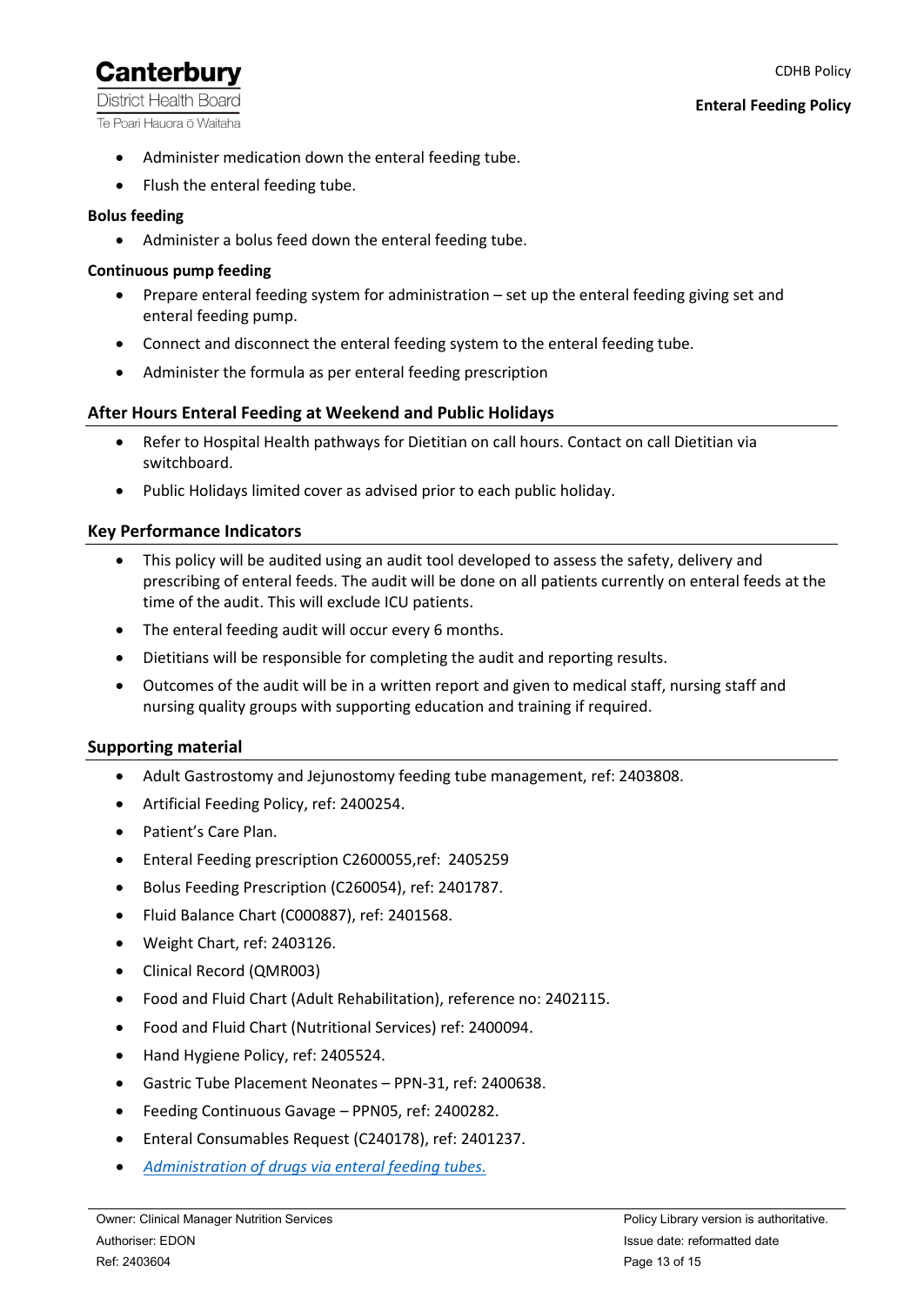- Administer medication down the enteral feeding tube.
- Flush the enteral feeding tube.

**Bolus feeding**

- Administer a bolus feed down the enteral feeding tube.

**Continuous pump feeding**

- Prepare enteral feeding system for administration – set up the enteral feeding giving set and enteral feeding pump.
- Connect and disconnect the enteral feeding system to the enteral feeding tube.
- Administer the formula as per enteral feeding prescription

## After Hours Enteral Feeding at Weekend and Public Holidays

- Refer to Hospital Health pathways for Dietitian on call hours. Contact on call Dietitian via switchboard.
- Public Holidays limited cover as advised prior to each public holiday.

## Key Performance Indicators

- This policy will be audited using an audit tool developed to assess the safety, delivery and prescribing of enteral feeds. The audit will be done on all patients currently on enteral feeds at the time of the audit. This will exclude ICU patients.
- The enteral feeding audit will occur every 6 months.
- Dietitians will be responsible for completing the audit and reporting results.
- Outcomes of the audit will be in a written report and given to medical staff, nursing staff and nursing quality groups with supporting education and training if required.

## Supporting material

- Adult Gastrostomy and Jejunostomy feeding tube management, ref: 2403808.
- Artificial Feeding Policy, ref: 2400254.
- Patient's Care Plan.
- Enteral Feeding prescription C2600055,ref: 2405259
- Bolus Feeding Prescription (C260054), ref: 2401787.
- Fluid Balance Chart (C000887), ref: 2401568.
- Weight Chart, ref: 2403126.
- Clinical Record (QMR003)
- Food and Fluid Chart (Adult Rehabilitation), reference no: 2402115.
- Food and Fluid Chart (Nutritional Services) ref: 2400094.
- Hand Hygiene Policy, ref: 2405524.
- Gastric Tube Placement Neonates – PPN-31, ref: 2400638.
- Feeding Continuous Gavage – PPN05, ref: 2400282.
- Enteral Consumables Request (C240178), ref: 2401237.
- *Administration of drugs via enteral feeding tubes.*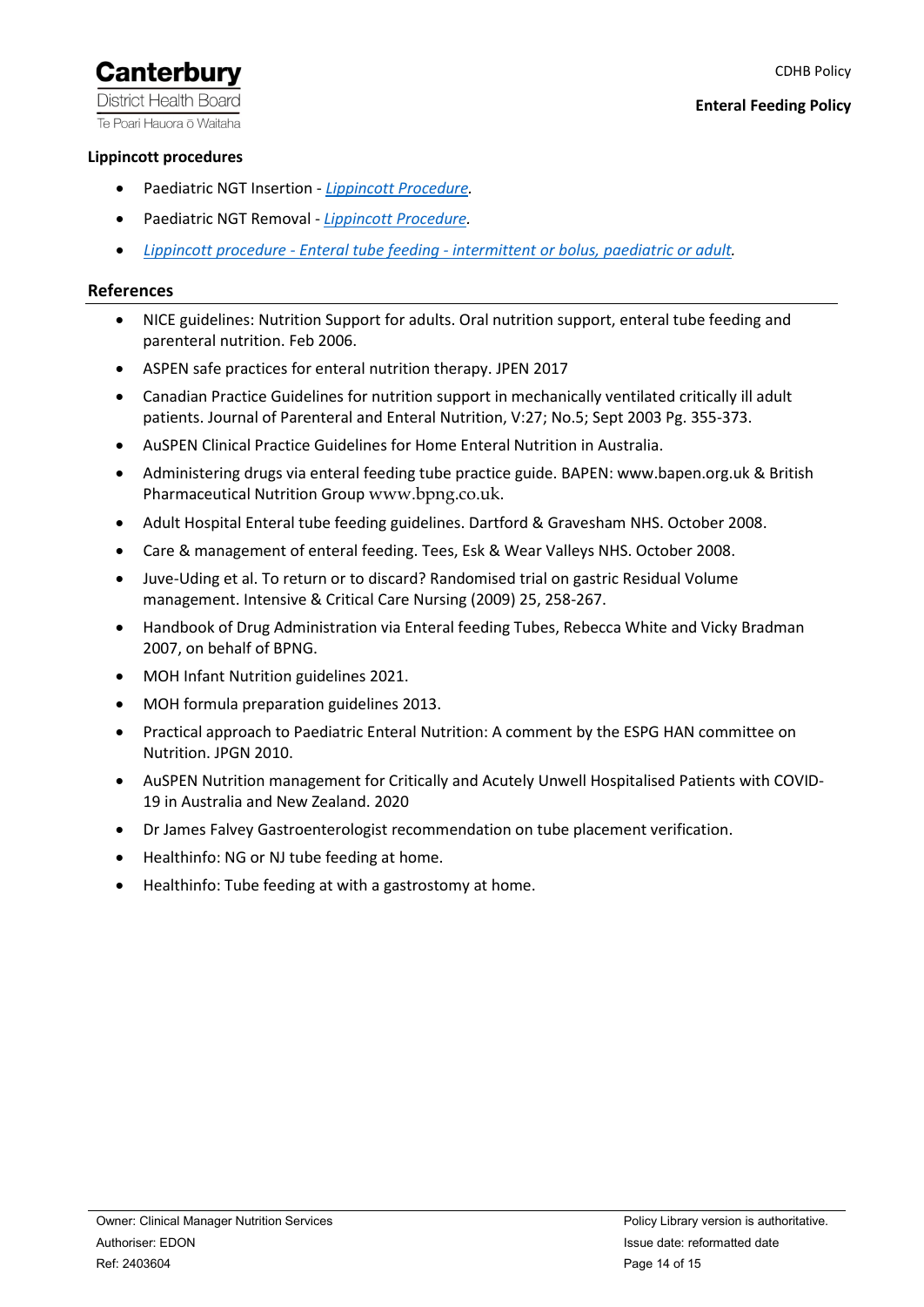**Lippincott procedures**

- Paediatric NGT Insertion - *Lippincott Procedure*.
- Paediatric NGT Removal - *Lippincott Procedure*.
- *Lippincott procedure - Enteral tube feeding - intermittent or bolus, paediatric or adult*.

## References

- NICE guidelines: Nutrition Support for adults. Oral nutrition support, enteral tube feeding and parenteral nutrition. Feb 2006.
- ASPEN safe practices for enteral nutrition therapy. JPEN 2017
- Canadian Practice Guidelines for nutrition support in mechanically ventilated critically ill adult patients. Journal of Parenteral and Enteral Nutrition, V:27; No.5; Sept 2003 Pg. 355-373.
- AuSPEN Clinical Practice Guidelines for Home Enteral Nutrition in Australia.
- Administering drugs via enteral feeding tube practice guide. BAPEN: www.bapen.org.uk & British Pharmaceutical Nutrition Group www.bpng.co.uk.
- Adult Hospital Enteral tube feeding guidelines. Dartford & Gravesham NHS. October 2008.
- Care & management of enteral feeding. Tees, Esk & Wear Valleys NHS. October 2008.
- Juve-Uding et al. To return or to discard? Randomised trial on gastric Residual Volume management. Intensive & Critical Care Nursing (2009) 25, 258-267.
- Handbook of Drug Administration via Enteral feeding Tubes, Rebecca White and Vicky Bradman 2007, on behalf of BPNG.
- MOH Infant Nutrition guidelines 2021.
- MOH formula preparation guidelines 2013.
- Practical approach to Paediatric Enteral Nutrition: A comment by the ESPG HAN committee on Nutrition. JPGN 2010.
- AuSPEN Nutrition management for Critically and Acutely Unwell Hospitalised Patients with COVID-19 in Australia and New Zealand. 2020
- Dr James Falvey Gastroenterologist recommendation on tube placement verification.
- Healthinfo: NG or NJ tube feeding at home.
- Healthinfo: Tube feeding at with a gastrostomy at home.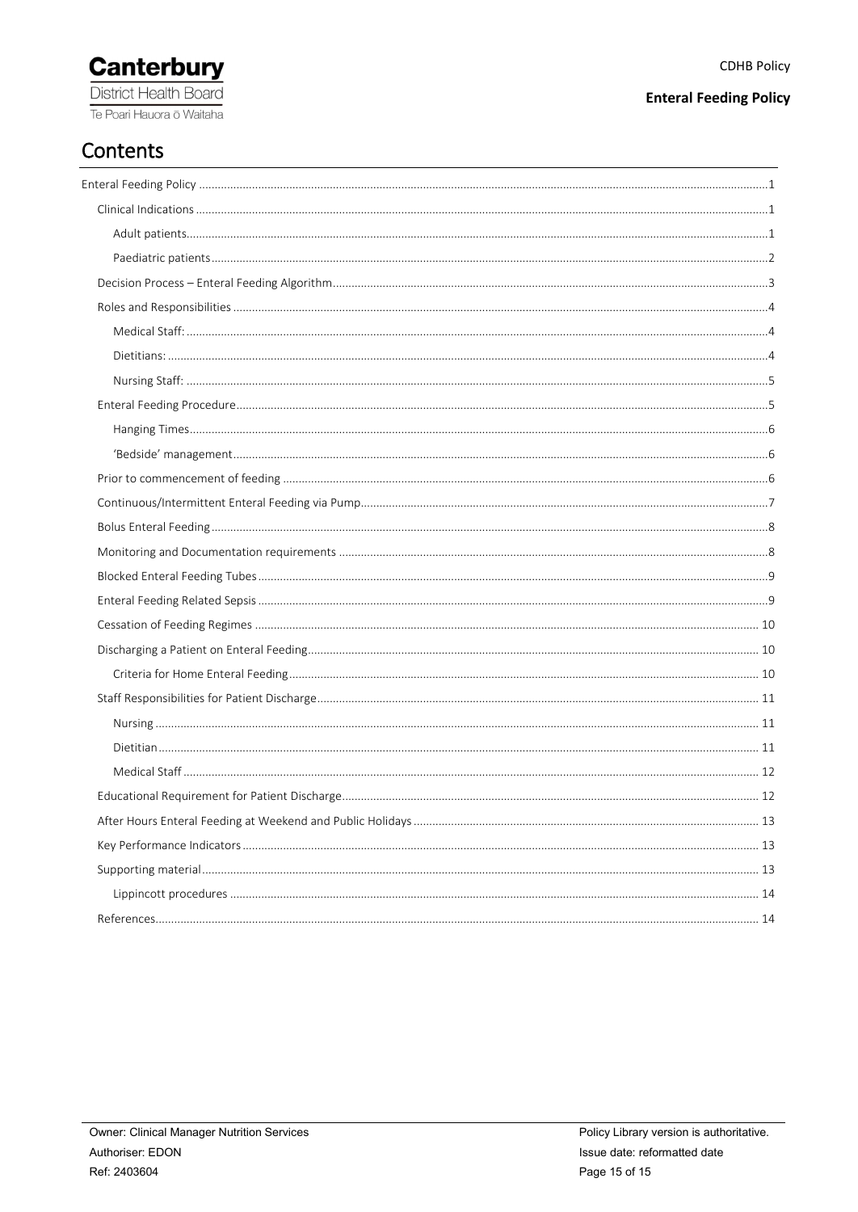# Contents

Enteral Feeding Policy ....................................................................................................................................................1

- Clinical Indications ....................................................................................................................................................1
  - Adult patients..........................................................................................................................................................1
  - Paediatric patients ..................................................................................................................................................2
- Decision Process – Enteral Feeding Algorithm............................................................................................................3
- Roles and Responsibilities ...........................................................................................................................................4
  - Medical Staff: ..........................................................................................................................................................4
  - Dietitians: ...............................................................................................................................................................4
  - Nursing Staff: ..........................................................................................................................................................5
- Enteral Feeding Procedure..........................................................................................................................................5
  - Hanging Times.........................................................................................................................................................6
  - 'Bedside' management............................................................................................................................................6
- Prior to commencement of feeding ............................................................................................................................6
- Continuous/Intermittent Enteral Feeding via Pump...................................................................................................7
- Bolus Enteral Feeding..................................................................................................................................................8
- Monitoring and Documentation requirements ..........................................................................................................8
- Blocked Enteral Feeding Tubes...................................................................................................................................9
- Enteral Feeding Related Sepsis ...................................................................................................................................9
- Cessation of Feeding Regimes .................................................................................................................................. 10
- Discharging a Patient on Enteral Feeding................................................................................................................. 10
  - Criteria for Home Enteral Feeding....................................................................................................................... 10
- Staff Responsibilities for Patient Discharge.............................................................................................................. 11
  - Nursing ................................................................................................................................................................ 11
  - Dietitian............................................................................................................................................................... 11
  - Medical Staff ........................................................................................................................................................ 12
- Educational Requirement for Patient Discharge....................................................................................................... 12
- After Hours Enteral Feeding at Weekend and Public Holidays ................................................................................ 13
- Key Performance Indicators ..................................................................................................................................... 13
- Supporting material.................................................................................................................................................. 13
  - Lippincott procedures .......................................................................................................................................... 14
- References................................................................................................................................................................ 14

Owner: Clinical Manager Nutrition Services
Authoriser: EDON
Ref: 2403604

Policy Library version is authoritative.
Issue date: reformatted date